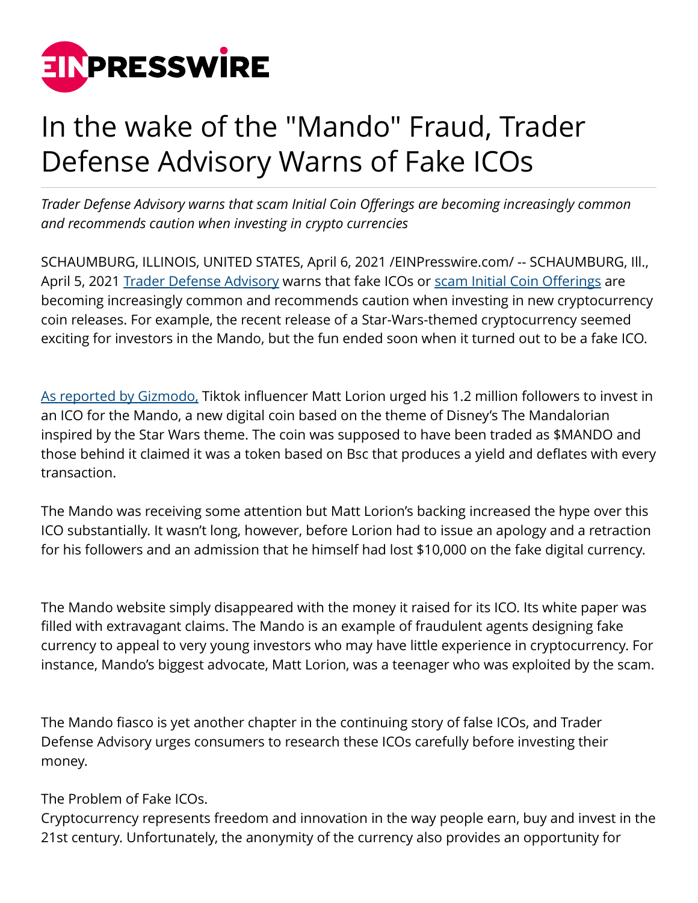# In the wake of the "Mando" Fraud, Trader Defense Advisory Warns of Fake ICOs

*Trader Defense Advisory warns that scam Initial Coin Offerings are becoming increasingly common and recommends caution when investing in crypto currencies*

SCHAUMBURG, ILLINOIS, UNITED STATES, April 6, 2021 /EINPresswire.com/ -- SCHAUMBURG, Ill., April 5, 2021 Trader Defense Advisory warns that fake ICOs or scam Initial Coin Offerings are becoming increasingly common and recommends caution when investing in new cryptocurrency coin releases. For example, the recent release of a Star-Wars-themed cryptocurrency seemed exciting for investors in the Mando, but the fun ended soon when it turned out to be a fake ICO.

As reported by Gizmodo, Tiktok influencer Matt Lorion urged his 1.2 million followers to invest in an ICO for the Mando, a new digital coin based on the theme of Disney's The Mandalorian inspired by the Star Wars theme. The coin was supposed to have been traded as $MANDO and those behind it claimed it was a token based on Bsc that produces a yield and deflates with every transaction.

The Mando was receiving some attention but Matt Lorion's backing increased the hype over this ICO substantially. It wasn't long, however, before Lorion had to issue an apology and a retraction for his followers and an admission that he himself had lost $10,000 on the fake digital currency.

The Mando website simply disappeared with the money it raised for its ICO. Its white paper was filled with extravagant claims. The Mando is an example of fraudulent agents designing fake currency to appeal to very young investors who may have little experience in cryptocurrency. For instance, Mando's biggest advocate, Matt Lorion, was a teenager who was exploited by the scam.

The Mando fiasco is yet another chapter in the continuing story of false ICOs, and Trader Defense Advisory urges consumers to research these ICOs carefully before investing their money.

The Problem of Fake ICOs.
Cryptocurrency represents freedom and innovation in the way people earn, buy and invest in the 21st century. Unfortunately, the anonymity of the currency also provides an opportunity for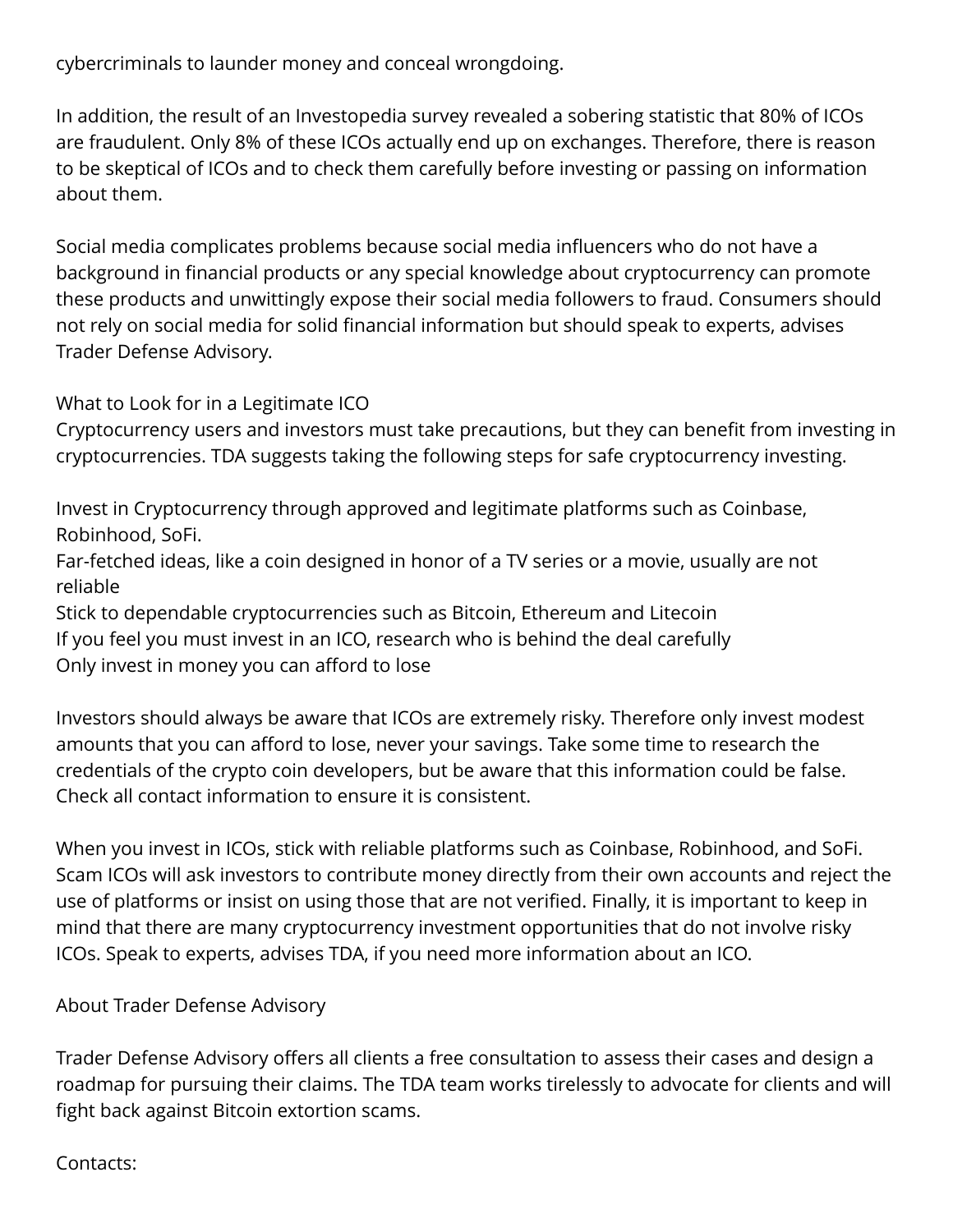cybercriminals to launder money and conceal wrongdoing.

In addition, the result of an Investopedia survey revealed a sobering statistic that 80% of ICOs are fraudulent. Only 8% of these ICOs actually end up on exchanges. Therefore, there is reason to be skeptical of ICOs and to check them carefully before investing or passing on information about them.

Social media complicates problems because social media influencers who do not have a background in financial products or any special knowledge about cryptocurrency can promote these products and unwittingly expose their social media followers to fraud. Consumers should not rely on social media for solid financial information but should speak to experts, advises Trader Defense Advisory.

## What to Look for in a Legitimate ICO

Cryptocurrency users and investors must take precautions, but they can benefit from investing in cryptocurrencies. TDA suggests taking the following steps for safe cryptocurrency investing.

- Invest in Cryptocurrency through approved and legitimate platforms such as Coinbase, Robinhood, SoFi.
- Far-fetched ideas, like a coin designed in honor of a TV series or a movie, usually are not reliable
- Stick to dependable cryptocurrencies such as Bitcoin, Ethereum and Litecoin
- If you feel you must invest in an ICO, research who is behind the deal carefully
- Only invest in money you can afford to lose

Investors should always be aware that ICOs are extremely risky. Therefore only invest modest amounts that you can afford to lose, never your savings. Take some time to research the credentials of the crypto coin developers, but be aware that this information could be false. Check all contact information to ensure it is consistent.

When you invest in ICOs, stick with reliable platforms such as Coinbase, Robinhood, and SoFi. Scam ICOs will ask investors to contribute money directly from their own accounts and reject the use of platforms or insist on using those that are not verified. Finally, it is important to keep in mind that there are many cryptocurrency investment opportunities that do not involve risky ICOs. Speak to experts, advises TDA, if you need more information about an ICO.

## About Trader Defense Advisory

Trader Defense Advisory offers all clients a free consultation to assess their cases and design a roadmap for pursuing their claims. The TDA team works tirelessly to advocate for clients and will fight back against Bitcoin extortion scams.

Contacts: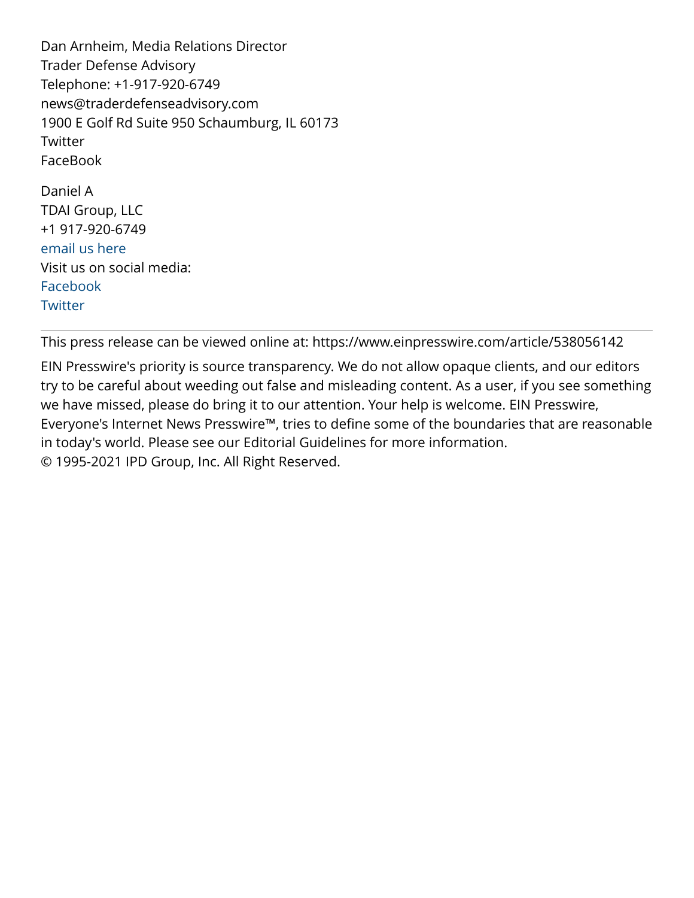Dan Arnheim, Media Relations Director
Trader Defense Advisory
Telephone: +1-917-920-6749
news@traderdefenseadvisory.com
1900 E Golf Rd Suite 950 Schaumburg, IL 60173
Twitter
FaceBook

Daniel A
TDAI Group, LLC
+1 917-920-6749
email us here
Visit us on social media:
Facebook
Twitter

---

This press release can be viewed online at: https://www.einpresswire.com/article/538056142

EIN Presswire's priority is source transparency. We do not allow opaque clients, and our editors try to be careful about weeding out false and misleading content. As a user, if you see something we have missed, please do bring it to our attention. Your help is welcome. EIN Presswire, Everyone's Internet News Presswire™, tries to define some of the boundaries that are reasonable in today's world. Please see our Editorial Guidelines for more information.
© 1995-2021 IPD Group, Inc. All Right Reserved.